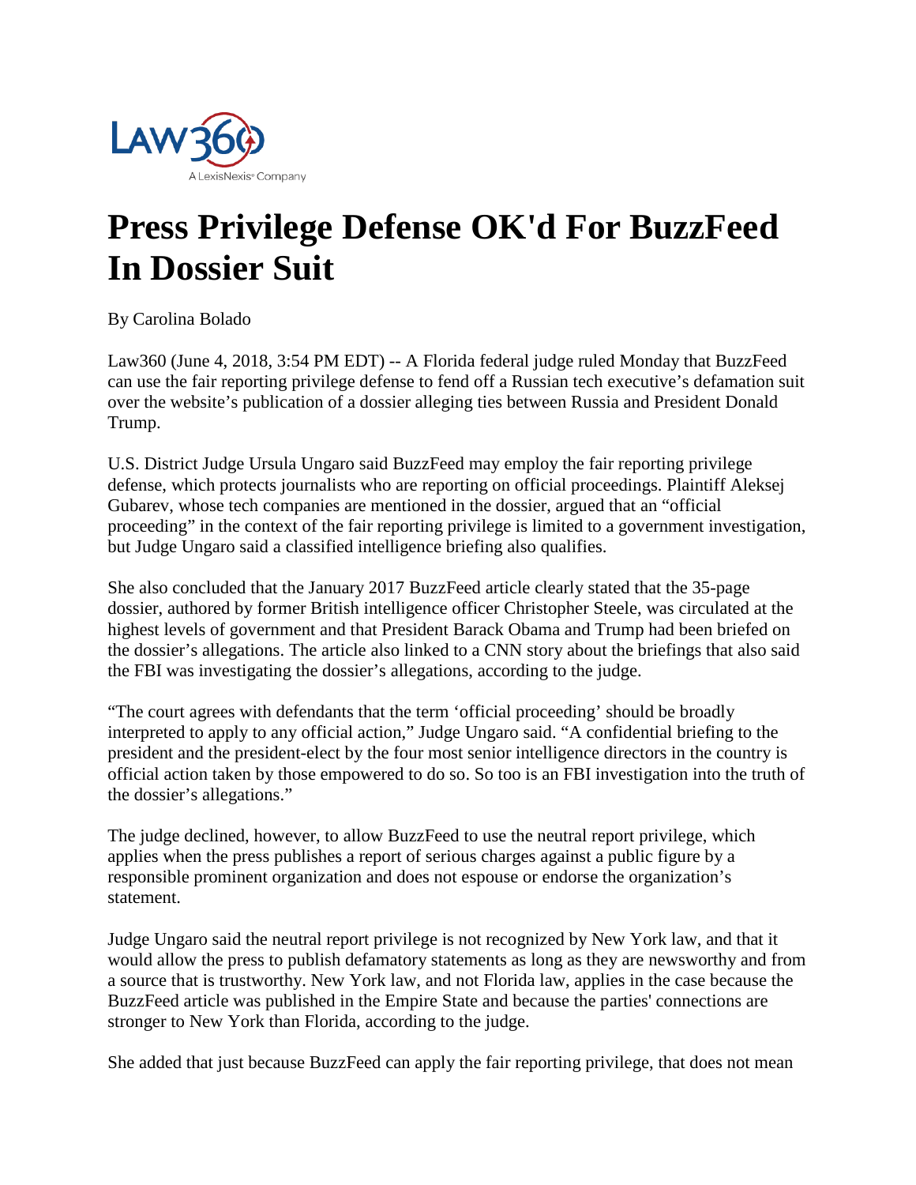# Press Privilege Defense OK'd For BuzzFeed In Dossier Suit

By Carolina Bolado

Law360 (June 4, 2018, 3:54 PM EDT) -- A Florida federal judge ruled Monday that BuzzFeed can use the fair reporting privilege defense to fend off a Russian tech executive's defamation suit over the website's publication of a dossier alleging ties between Russia and President Donald Trump.

U.S. District Judge Ursula Ungaro said BuzzFeed may employ the fair reporting privilege defense, which protects journalists who are reporting on official proceedings. Plaintiff Aleksej Gubarev, whose tech companies are mentioned in the dossier, argued that an "official proceeding" in the context of the fair reporting privilege is limited to a government investigation, but Judge Ungaro said a classified intelligence briefing also qualifies.

She also concluded that the January 2017 BuzzFeed article clearly stated that the 35-page dossier, authored by former British intelligence officer Christopher Steele, was circulated at the highest levels of government and that President Barack Obama and Trump had been briefed on the dossier's allegations. The article also linked to a CNN story about the briefings that also said the FBI was investigating the dossier's allegations, according to the judge.

"The court agrees with defendants that the term 'official proceeding' should be broadly interpreted to apply to any official action," Judge Ungaro said. "A confidential briefing to the president and the president-elect by the four most senior intelligence directors in the country is official action taken by those empowered to do so. So too is an FBI investigation into the truth of the dossier's allegations."

The judge declined, however, to allow BuzzFeed to use the neutral report privilege, which applies when the press publishes a report of serious charges against a public figure by a responsible prominent organization and does not espouse or endorse the organization's statement.

Judge Ungaro said the neutral report privilege is not recognized by New York law, and that it would allow the press to publish defamatory statements as long as they are newsworthy and from a source that is trustworthy. New York law, and not Florida law, applies in the case because the BuzzFeed article was published in the Empire State and because the parties' connections are stronger to New York than Florida, according to the judge.

She added that just because BuzzFeed can apply the fair reporting privilege, that does not mean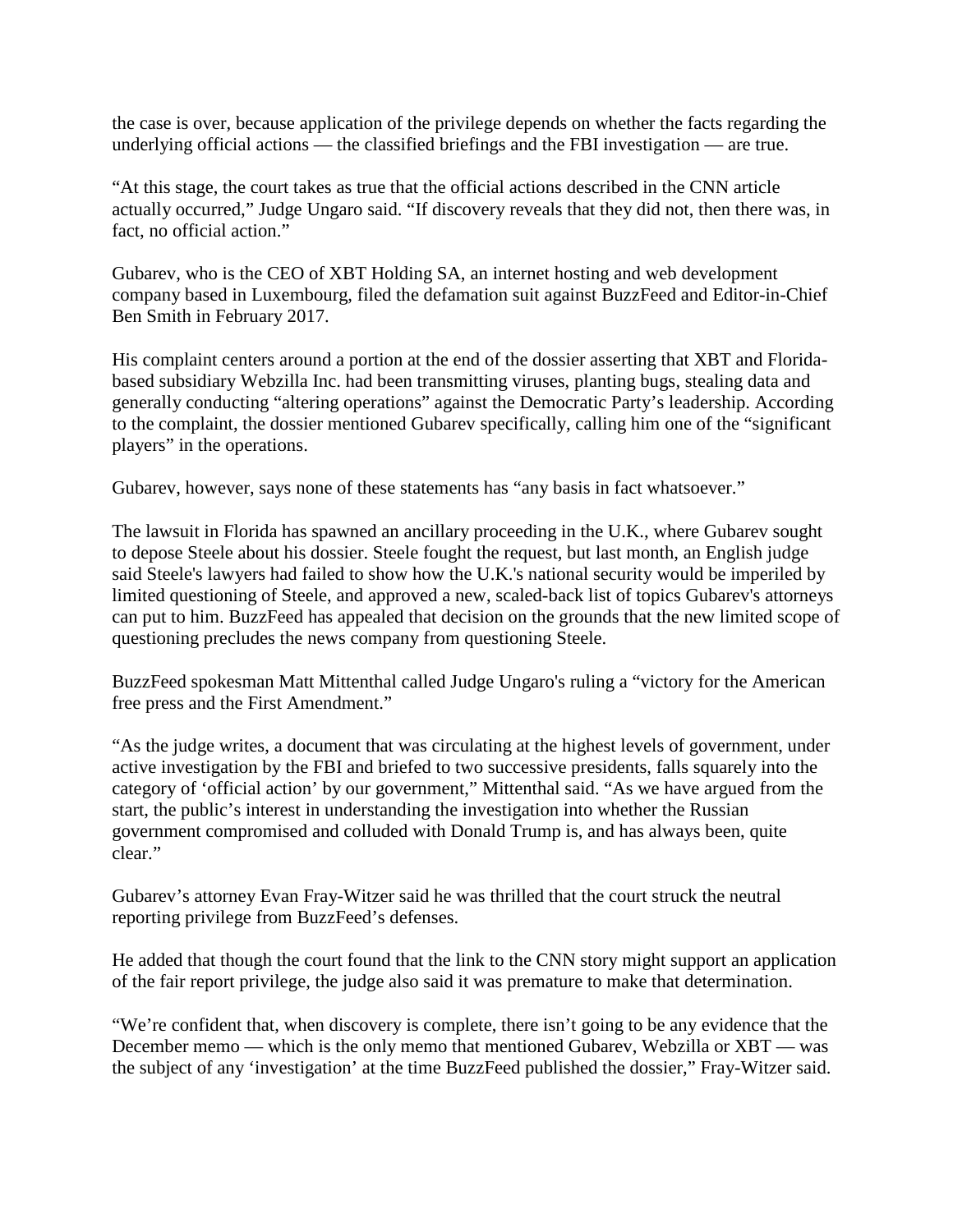the case is over, because application of the privilege depends on whether the facts regarding the underlying official actions — the classified briefings and the FBI investigation — are true.

"At this stage, the court takes as true that the official actions described in the CNN article actually occurred," Judge Ungaro said. "If discovery reveals that they did not, then there was, in fact, no official action."

Gubarev, who is the CEO of XBT Holding SA, an internet hosting and web development company based in Luxembourg, filed the defamation suit against BuzzFeed and Editor-in-Chief Ben Smith in February 2017.

His complaint centers around a portion at the end of the dossier asserting that XBT and Florida-based subsidiary Webzilla Inc. had been transmitting viruses, planting bugs, stealing data and generally conducting "altering operations" against the Democratic Party's leadership. According to the complaint, the dossier mentioned Gubarev specifically, calling him one of the "significant players" in the operations.

Gubarev, however, says none of these statements has "any basis in fact whatsoever."

The lawsuit in Florida has spawned an ancillary proceeding in the U.K., where Gubarev sought to depose Steele about his dossier. Steele fought the request, but last month, an English judge said Steele's lawyers had failed to show how the U.K.'s national security would be imperiled by limited questioning of Steele, and approved a new, scaled-back list of topics Gubarev's attorneys can put to him. BuzzFeed has appealed that decision on the grounds that the new limited scope of questioning precludes the news company from questioning Steele.

BuzzFeed spokesman Matt Mittenthal called Judge Ungaro's ruling a "victory for the American free press and the First Amendment."

"As the judge writes, a document that was circulating at the highest levels of government, under active investigation by the FBI and briefed to two successive presidents, falls squarely into the category of 'official action' by our government," Mittenthal said. "As we have argued from the start, the public's interest in understanding the investigation into whether the Russian government compromised and colluded with Donald Trump is, and has always been, quite clear."

Gubarev's attorney Evan Fray-Witzer said he was thrilled that the court struck the neutral reporting privilege from BuzzFeed's defenses.

He added that though the court found that the link to the CNN story might support an application of the fair report privilege, the judge also said it was premature to make that determination.

"We're confident that, when discovery is complete, there isn't going to be any evidence that the December memo — which is the only memo that mentioned Gubarev, Webzilla or XBT — was the subject of any 'investigation' at the time BuzzFeed published the dossier," Fray-Witzer said.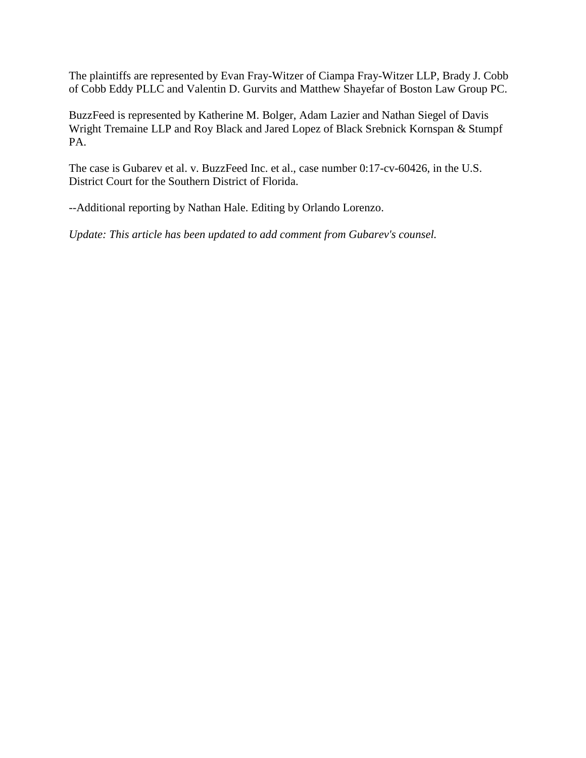The plaintiffs are represented by Evan Fray-Witzer of Ciampa Fray-Witzer LLP, Brady J. Cobb of Cobb Eddy PLLC and Valentin D. Gurvits and Matthew Shayefar of Boston Law Group PC.

BuzzFeed is represented by Katherine M. Bolger, Adam Lazier and Nathan Siegel of Davis Wright Tremaine LLP and Roy Black and Jared Lopez of Black Srebnick Kornspan & Stumpf PA.

The case is Gubarev et al. v. BuzzFeed Inc. et al., case number 0:17-cv-60426, in the U.S. District Court for the Southern District of Florida.

--Additional reporting by Nathan Hale. Editing by Orlando Lorenzo.

*Update: This article has been updated to add comment from Gubarev's counsel.*